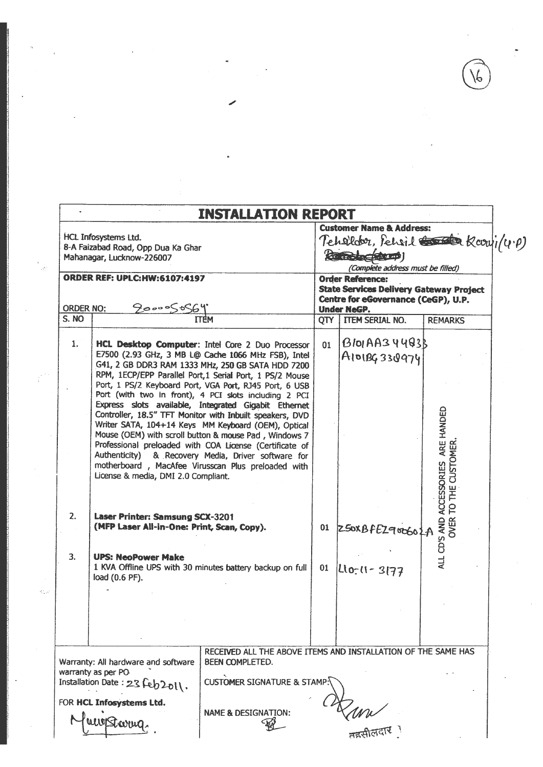# INSTALLATION REPORT

| | |
|---|---|
| HCL Infosystems Ltd.<br>8-A Faizabad Road, Opp Dua Ka Ghar<br>Mahanagar, Lucknow-226007 | **Customer Name & Address:**<br>Tehsildar, Tehsil Kanuj (U.P)<br>*(Complete address must be filled)* |
| **ORDER REF: UPLC:HW:6107:4197**<br><br>ORDER NO: 20000S0S64 | **Order Reference:**<br>**State Services Delivery Gateway Project Centre for eGovernance (CeGP), U.P. Under NeGP.** |

| S. NO | ITEM | QTY | ITEM SERIAL NO. | REMARKS |
|---|---|---|---|---|
| 1. | **HCL Desktop Computer**: Intel Core 2 Duo Processor E7500 (2.93 GHz, 3 MB L@ Cache 1066 MHz FSB), Intel G41, 2 GB DDR3 RAM 1333 MHz, 250 GB SATA HDD 7200 RPM, 1ECP/EPP Parallel Port, 1 Serial Port, 1 PS/2 Mouse Port, 1 PS/2 Keyboard Port, VGA Port, RJ45 Port, 6 USB Port (with two in front), 4 PCI slots including 2 PCI Express slots available, Integrated Gigabit Ethernet Controller, 18.5" TFT Monitor with Inbuilt speakers, DVD Writer SATA, 104+14 Keys MM Keyboard (OEM), Optical Mouse (OEM) with scroll button & mouse Pad, Windows 7 Professional preloaded with COA License (Certificate of Authenticity) & Recovery Media, Driver software for motherboard, MacAfee Virusscan Plus preloaded with License & media, DMI 2.0 Compliant. | 01 | B101AA344833<br>A101BG330974 | ALL CD'S AND ACCESSORIES ARE HANDED OVER TO THE CUSTOMER. |
| 2. | **Laser Printer: Samsung SCX-3201 (MFP Laser All-in-One: Print, Scan, Copy).** | 01 | Z50XBFEZ900602A | |
| 3. | **UPS: NeoPower Make**<br>1 KVA Offline UPS with 30 minutes battery backup on full load (0.6 PF). | 01 | L10-11-3177 | |

| | |
|---|---|
| Warranty: All hardware and software warranty as per PO<br>Installation Date : 23 Feb 2011.<br><br>FOR **HCL Infosystems Ltd.**<br>(Signature) | RECEIVED ALL THE ABOVE ITEMS AND INSTALLATION OF THE SAME HAS BEEN COMPLETED.<br><br>CUSTOMER SIGNATURE & STAMP: (Signature)<br><br>NAME & DESIGNATION: तहसीलदार |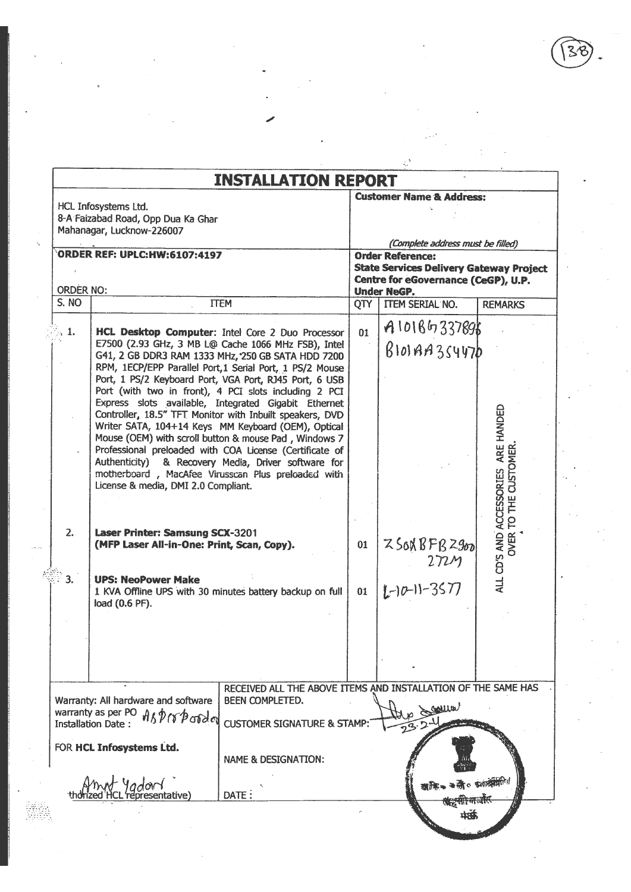# INSTALLATION REPORT

| HCL Infosystems Ltd. 8-A Faizabad Road, Opp Dua Ka Ghar Mahanagar, Lucknow-226007 | **Customer Name & Address:** *(Complete address must be filled)* |
|---|---|
| **ORDER REF: UPLC:HW:6107:4197** ORDER NO: | **Order Reference: State Services Delivery Gateway Project Centre for eGovernance (CeGP), U.P. Under NeGP.** |

| S. NO | ITEM | QTY | ITEM SERIAL NO. | REMARKS |
|---|---|---|---|---|
| 1. | **HCL Desktop Computer:** Intel Core 2 Duo Processor E7500 (2.93 GHz, 3 MB L@ Cache 1066 MHz FSB), Intel G41, 2 GB DDR3 RAM 1333 MHz, 250 GB SATA HDD 7200 RPM, 1ECP/EPP Parallel Port, 1 Serial Port, 1 PS/2 Mouse Port, 1 PS/2 Keyboard Port, VGA Port, RJ45 Port, 6 USB Port (with two in front), 4 PCI slots including 2 PCI Express slots available, Integrated Gigabit Ethernet Controller, 18.5" TFT Monitor with Inbuilt speakers, DVD Writer SATA, 104+14 Keys MM Keyboard (OEM), Optical Mouse (OEM) with scroll button & mouse Pad , Windows 7 Professional preloaded with COA License (Certificate of Authenticity) & Recovery Media, Driver software for motherboard , MacAfee Virusscan Plus preloaded with License & media, DMI 2.0 Compliant. | 01 | A1018G337896 B101AA354470 | ALL CD'S AND ACCESSORIES ARE HANDED OVER TO THE CUSTOMER. |
| 2. | **Laser Printer: Samsung SCX-3201 (MFP Laser All-in-One: Print, Scan, Copy).** | 01 | Z50XBFBZ900 272M | |
| 3. | **UPS: NeoPower Make** 1 KVA Offline UPS with 30 minutes battery backup on full load (0.6 PF). | 01 | L-10-11-3577 | |

| Warranty: All hardware and software warranty as per PO As per PO | RECEIVED ALL THE ABOVE ITEMS AND INSTALLATION OF THE SAME HAS BEEN COMPLETED. |
|---|---|
| Installation Date : | CUSTOMER SIGNATURE & STAMP: 23-2-11 |
| FOR **HCL Infosystems Ltd.** | NAME & DESIGNATION: |
| Amit Yadav (Authorized HCL representative) | DATE : |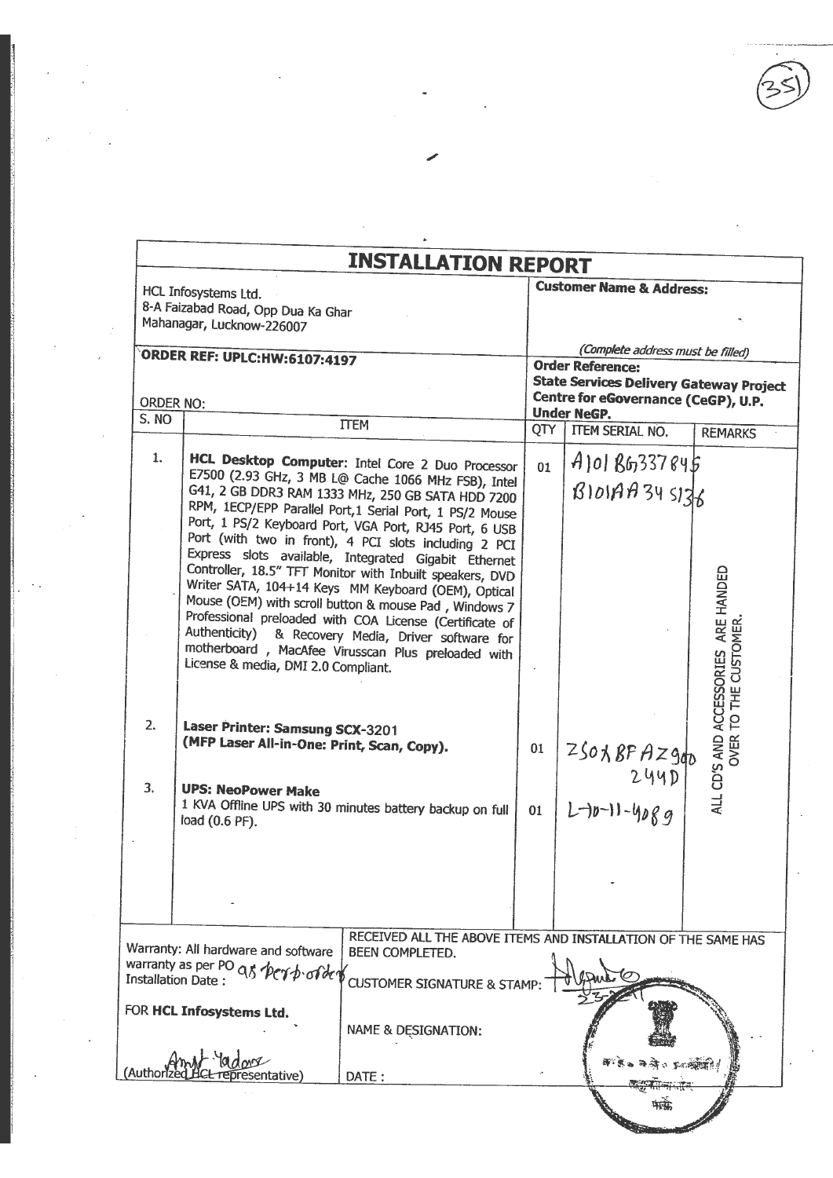# INSTALLATION REPORT

| HCL Infosystems Ltd.<br>8-A Faizabad Road, Opp Dua Ka Ghar<br>Mahanagar, Lucknow-226007 | Customer Name & Address:<br><br>*(Complete address must be filled)* |
|---|---|
| **ORDER REF: UPLC:HW:6107:4197**<br><br>ORDER NO: | **Order Reference:**<br>**State Services Delivery Gateway Project Centre for eGovernance (CeGP), U.P. Under NeGP.** |

| S. NO | ITEM | QTY | ITEM SERIAL NO. | REMARKS |
|---|---|---|---|---|
| 1. | **HCL Desktop Computer**: Intel Core 2 Duo Processor E7500 (2.93 GHz, 3 MB L@ Cache 1066 MHz FSB), Intel G41, 2 GB DDR3 RAM 1333 MHz, 250 GB SATA HDD 7200 RPM, 1ECP/EPP Parallel Port,1 Serial Port, 1 PS/2 Mouse Port, 1 PS/2 Keyboard Port, VGA Port, RJ45 Port, 6 USB Port (with two in front), 4 PCI slots including 2 PCI Express slots available, Integrated Gigabit Ethernet Controller, 18.5" TFT Monitor with Inbuilt speakers, DVD Writer SATA, 104+14 Keys MM Keyboard (OEM), Optical Mouse (OEM) with scroll button & mouse Pad, Windows 7 Professional preloaded with COA License (Certificate of Authenticity) & Recovery Media, Driver software for motherboard, MacAfee Virusscan Plus preloaded with License & media, DMI 2.0 Compliant. | 01 | A101BG337845<br>B101AA345136 | ALL CD'S AND ACCESSORIES ARE HANDED OVER TO THE CUSTOMER. |
| 2. | **Laser Printer: Samsung SCX-3201**<br>**(MFP Laser All-in-One: Print, Scan, Copy).** | 01 | Z50XBFAZ900244D | |
| 3. | **UPS: NeoPower Make**<br>1 KVA Offline UPS with 30 minutes battery backup on full load (0.6 PF). | 01 | L-10-11-4089 | |

| Warranty: All hardware and software warranty as per PO as per p. order<br>Installation Date : | RECEIVED ALL THE ABOVE ITEMS AND INSTALLATION OF THE SAME HAS BEEN COMPLETED.<br><br>CUSTOMER SIGNATURE & STAMP: |
|---|---|
| FOR **HCL Infosystems Ltd.**<br><br>Amit Yadav<br>(Authorized HCL representative) | NAME & DESIGNATION:<br><br>DATE : |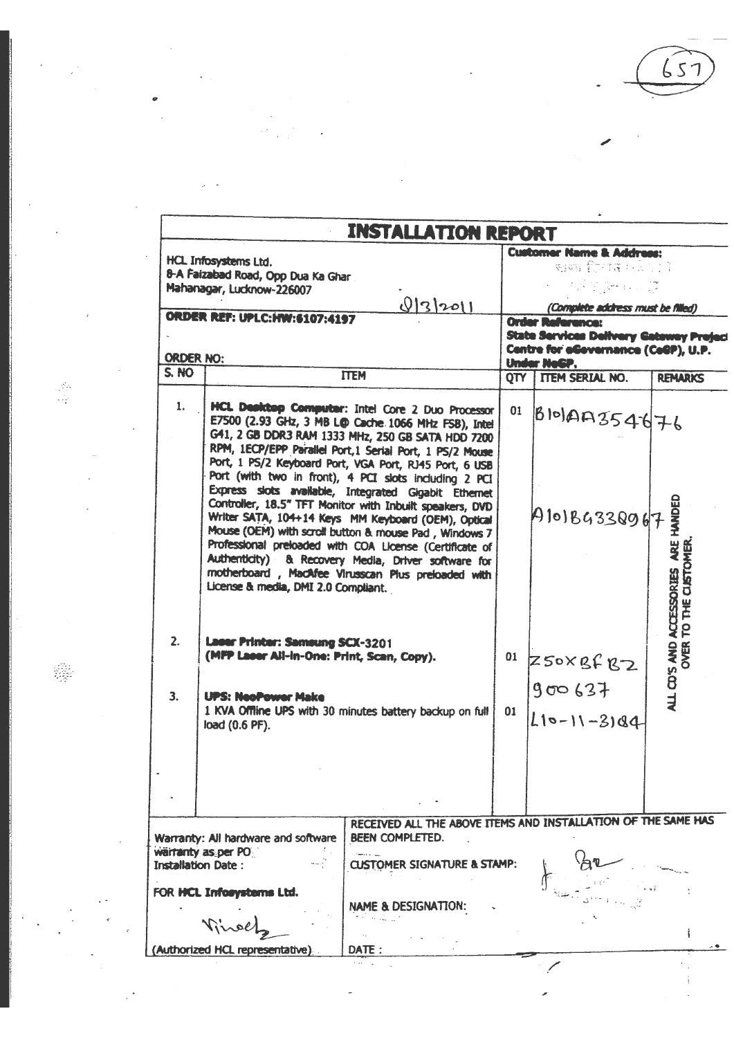657

# INSTALLATION REPORT

HCL Infosystems Ltd.
8-A Faizabad Road, Opp Dua Ka Ghar
Mahanagar, Lucknow-226007

01/3/2011

**ORDER REF: UPLC:HW:6107:4197**

ORDER NO:

**Customer Name & Address:**

*(Complete address must be filled)*

**Order Reference:**
**State Services Delivery Gateway Project Centre for eGovernance (CeGP), U.P. Under NeGP.**

| S. NO | ITEM | QTY | ITEM SERIAL NO. | REMARKS |
|---|---|---|---|---|
| 1. | **HCL Desktop Computer**: Intel Core 2 Duo Processor E7500 (2.93 GHz, 3 MB L@ Cache 1066 MHz FSB), Intel G41, 2 GB DDR3 RAM 1333 MHz, 250 GB SATA HDD 7200 RPM, 1ECP/EPP Parallel Port, 1 Serial Port, 1 PS/2 Mouse Port, 1 PS/2 Keyboard Port, VGA Port, RJ45 Port, 6 USB Port (with two in front), 4 PCI slots including 2 PCI Express slots available, Integrated Gigabit Ethernet Controller, 18.5" TFT Monitor with Inbuilt speakers, DVD Writer SATA, 104+14 Keys MM Keyboard (OEM), Optical Mouse (OEM) with scroll button & mouse Pad, Windows 7 Professional preloaded with COA License (Certificate of Authenticity) & Recovery Media, Driver software for motherboard, MacAfee Virusscan Plus preloaded with License & media, DMI 2.0 Compliant. | 01 | B101AA354676<br>A101BG332967 | ALL CD'S AND ACCESSORIES ARE HANDED OVER TO THE CUSTOMER. |
| 2. | **Laser Printer: Samsung SCX-3201** **(MFP Laser All-in-One: Print, Scan, Copy).** | 01 | Z50XBFBZ 900637 | |
| 3. | **UPS: NeoPower Make** 1 KVA Offline UPS with 30 minutes battery backup on full load (0.6 PF). | 01 | L10-11-3184 | |

Warranty: All hardware and software warranty as per PO
Installation Date :

FOR **HCL Infosystems Ltd.**

Vinod

(Authorized HCL representative)

RECEIVED ALL THE ABOVE ITEMS AND INSTALLATION OF THE SAME HAS BEEN COMPLETED.

CUSTOMER SIGNATURE & STAMP:

NAME & DESIGNATION:

DATE :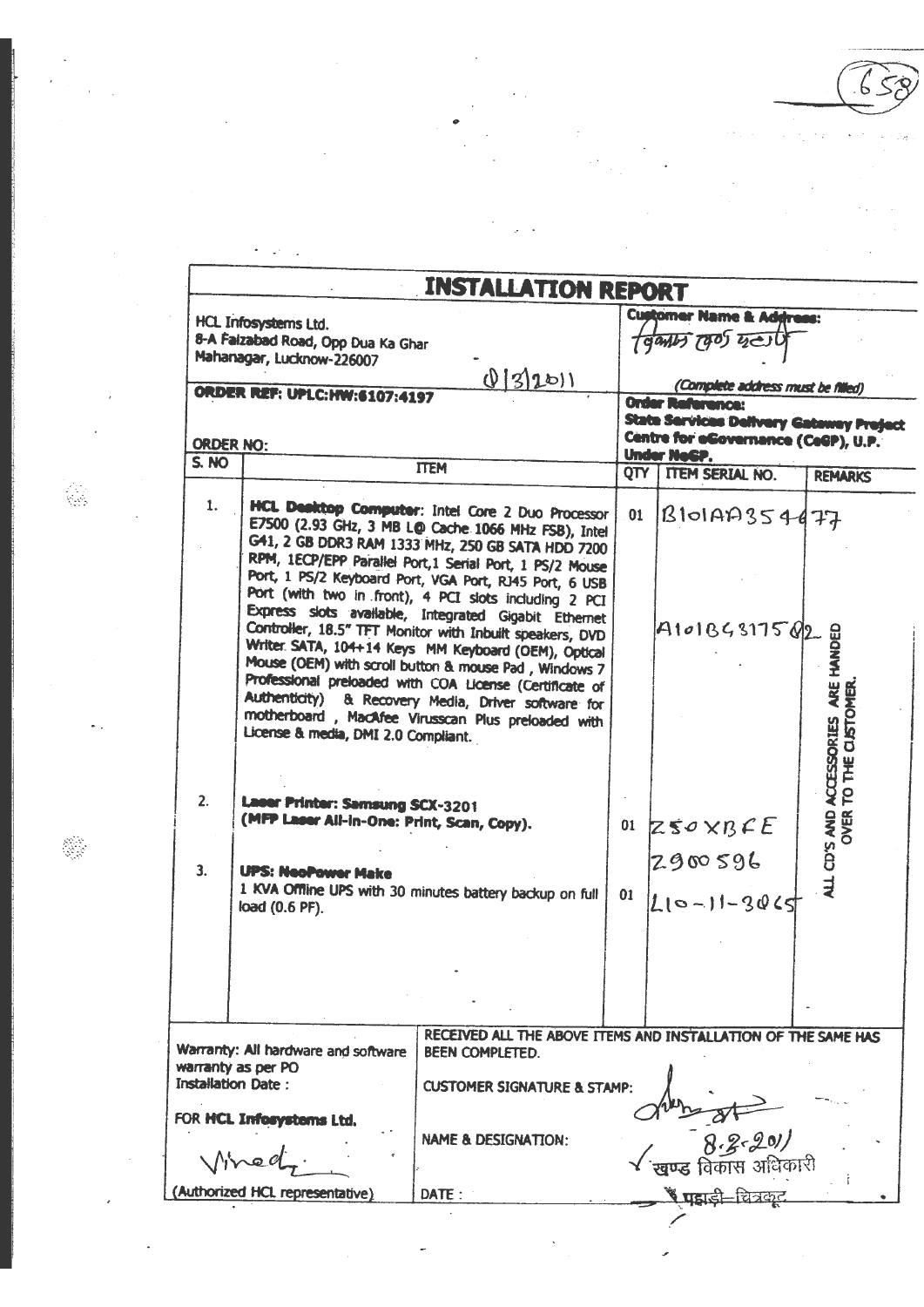658

# INSTALLATION REPORT

| HCL Infosystems Ltd.<br>8-A Faizabad Road, Opp Dua Ka Ghar<br>Mahanagar, Lucknow-226007<br>01/3/2011 | | **Customer Name & Address:**<br>विकास खण्ड पहाड़ी<br>*(Complete address must be filled)* | | |
|---|---|---|---|---|
| **ORDER REF: UPLC:HW:6107:4197**<br><br>ORDER NO: | | **Order Reference:**<br>**State Services Delivery Gateway Project Centre for eGovernance (CeGP), U.P. Under NeGP.** | | |
| **S. NO** | **ITEM** | **QTY** | **ITEM SERIAL NO.** | **REMARKS** |
| 1. | **HCL Desktop Computer**: Intel Core 2 Duo Processor E7500 (2.93 GHz, 3 MB L@ Cache 1066 MHz FSB), Intel G41, 2 GB DDR3 RAM 1333 MHz, 250 GB SATA HDD 7200 RPM, 1ECP/EPP Parallel Port,1 Serial Port, 1 PS/2 Mouse Port, 1 PS/2 Keyboard Port, VGA Port, RJ45 Port, 6 USB Port (with two in front), 4 PCI slots including 2 PCI Express slots available, Integrated Gigabit Ethernet Controller, 18.5" TFT Monitor with Inbuilt speakers, DVD Writer SATA, 104+14 Keys MM Keyboard (OEM), Optical Mouse (OEM) with scroll button & mouse Pad , Windows 7 Professional preloaded with COA License (Certificate of Authenticity) & Recovery Media, Driver software for motherboard , MacAfee Virusscan Plus preloaded with License & media, DMI 2.0 Compliant. | 01 | B101AA354677<br><br>A101BG317582 | ALL CD'S AND ACCESSORIES ARE HANDED OVER TO THE CUSTOMER. |
| 2. | **Laser Printer: Samsung SCX-3201**<br>**(MFP Laser All-in-One: Print, Scan, Copy).** | 01 | Z50XBFE<br>Z900596 | |
| 3. | **UPS: NeoPower Make**<br>1 KVA Offline UPS with 30 minutes battery backup on full load (0.6 PF). | 01 | L10-11-3065 | |

| Warranty: All hardware and software warranty as per PO<br>Installation Date : | RECEIVED ALL THE ABOVE ITEMS AND INSTALLATION OF THE SAME HAS BEEN COMPLETED.<br><br>CUSTOMER SIGNATURE & STAMP: [signature] |
|---|---|
| FOR **HCL Infosystems Ltd.**<br><br>Vinod [signature]<br><br>(Authorized HCL representative) | NAME & DESIGNATION: 8-3-2011<br>खण्ड विकास अधिकारी<br>पहाड़ी–चित्रकूट<br><br>DATE : |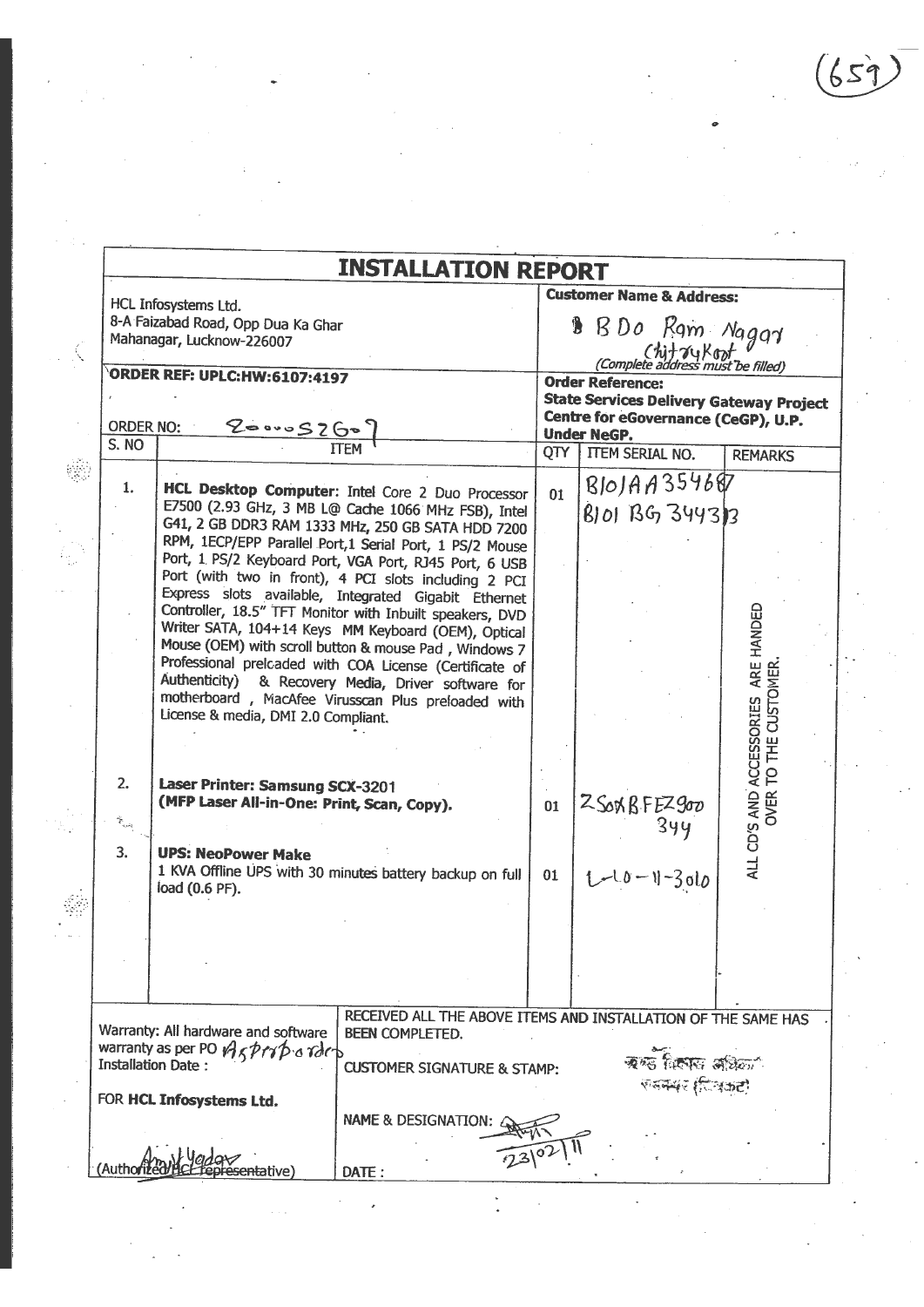# INSTALLATION REPORT

| HCL Infosystems Ltd.<br>8-A Faizabad Road, Opp Dua Ka Ghar<br>Mahanagar, Lucknow-226007 | **Customer Name & Address:**<br>BDo Ram Nagar Chitrakoot<br>*(Complete address must be filled)* |
|---|---|
| **ORDER REF: UPLC:HW:6107:4197**<br><br>ORDER NO: 2000052607 | **Order Reference:**<br>**State Services Delivery Gateway Project Centre for eGovernance (CeGP), U.P. Under NeGP.** |

| S. NO | ITEM | QTY | ITEM SERIAL NO. | REMARKS |
|---|---|---|---|---|
| 1. | **HCL Desktop Computer**: Intel Core 2 Duo Processor E7500 (2.93 GHz, 3 MB L@ Cache 1066 MHz FSB), Intel G41, 2 GB DDR3 RAM 1333 MHz, 250 GB SATA HDD 7200 RPM, 1ECP/EPP Parallel Port,1 Serial Port, 1 PS/2 Mouse Port, 1 PS/2 Keyboard Port, VGA Port, RJ45 Port, 6 USB Port (with two in front), 4 PCI slots including 2 PCI Express slots available, Integrated Gigabit Ethernet Controller, 18.5" TFT Monitor with Inbuilt speakers, DVD Writer SATA, 104+14 Keys MM Keyboard (OEM), Optical Mouse (OEM) with scroll button & mouse Pad, Windows 7 Professional preloaded with COA License (Certificate of Authenticity) & Recovery Media, Driver software for motherboard, MacAfee Virusscan Plus preloaded with License & media, DMI 2.0 Compliant. | 01 | B10JAA354687<br>B101BG344313 | ALL CD'S AND ACCESSORIES ARE HANDED OVER TO THE CUSTOMER. |
| 2. | **Laser Printer: Samsung SCX-3201**<br>**(MFP Laser All-in-One: Print, Scan, Copy).** | 01 | Z5OXBFEZ900344 | |
| 3. | **UPS: NeoPower Make**<br>1 KVA Offline UPS with 30 minutes battery backup on full load (0.6 PF). | 01 | 1-10-11-3010 | |

| Warranty: All hardware and software warranty as per PO As per order<br>Installation Date :<br><br>FOR **HCL Infosystems Ltd.**<br><br>Amit Yadav<br>(Authorized HCL representative) | RECEIVED ALL THE ABOVE ITEMS AND INSTALLATION OF THE SAME HAS BEEN COMPLETED.<br><br>CUSTOMER SIGNATURE & STAMP: खण्ड विकास अधिकारी रामनगर (चित्रकूट)<br><br>NAME & DESIGNATION:<br><br>DATE : 23/02/11 |
|---|---|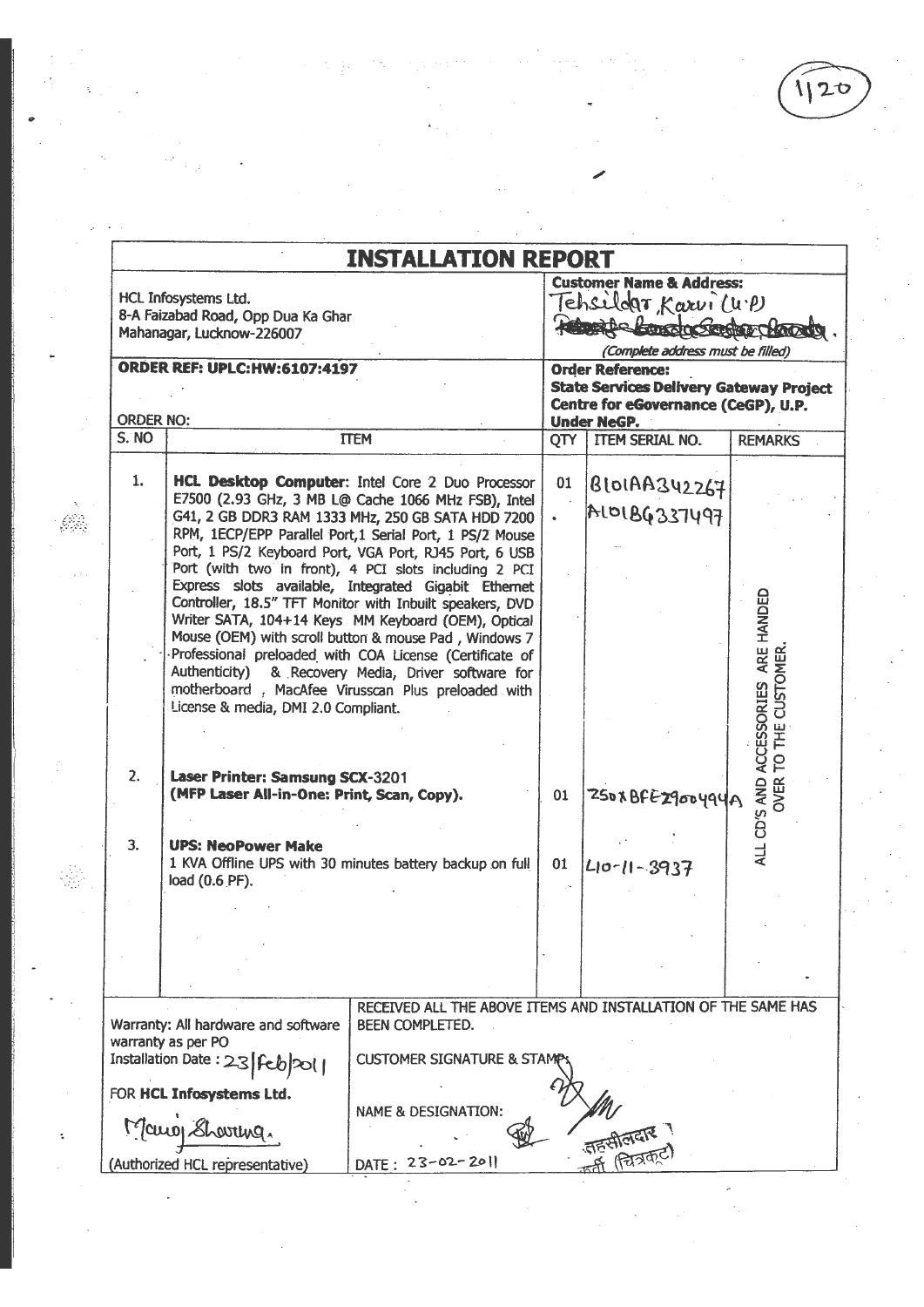1120

# INSTALLATION REPORT

| HCL Infosystems Ltd.<br>8-A Faizabad Road, Opp Dua Ka Ghar<br>Mahanagar, Lucknow-226007 | **Customer Name & Address:**<br>Tehsildar, Karvi (U.P)<br>*(Complete address must be filled)* |
|---|---|
| **ORDER REF: UPLC:HW:6107:4197**<br><br>ORDER NO: | **Order Reference:**<br>**State Services Delivery Gateway Project Centre for eGovernance (CeGP), U.P. Under NeGP.** |

| S. NO | ITEM | QTY | ITEM SERIAL NO. | REMARKS |
|---|---|---|---|---|
| 1. | **HCL Desktop Computer**: Intel Core 2 Duo Processor E7500 (2.93 GHz, 3 MB L@ Cache 1066 MHz FSB), Intel G41, 2 GB DDR3 RAM 1333 MHz, 250 GB SATA HDD 7200 RPM, 1ECP/EPP Parallel Port,1 Serial Port, 1 PS/2 Mouse Port, 1 PS/2 Keyboard Port, VGA Port, RJ45 Port, 6 USB Port (with two in front), 4 PCI slots including 2 PCI Express slots available, Integrated Gigabit Ethernet Controller, 18.5" TFT Monitor with Inbuilt speakers, DVD Writer SATA, 104+14 Keys MM Keyboard (OEM), Optical Mouse (OEM) with scroll button & mouse Pad , Windows 7 Professional preloaded with COA License (Certificate of Authenticity) & Recovery Media, Driver software for motherboard , MacAfee Virusscan Plus preloaded with License & media, DMI 2.0 Compliant. | 01 | B101AA342267<br>A101BG337497 | ALL CD'S AND ACCESSORIES ARE HANDED OVER TO THE CUSTOMER. |
| 2. | **Laser Printer: Samsung SCX-3201**<br>**(MFP Laser All-in-One: Print, Scan, Copy).** | 01 | Z50XBFEZ9004494A | |
| 3. | **UPS: NeoPower Make**<br>1 KVA Offline UPS with 30 minutes battery backup on full load (0.6 PF). | 01 | L10-11-3937 | |

| Warranty: All hardware and software warranty as per PO<br>Installation Date : 23/Feb/2011<br><br>FOR **HCL Infosystems Ltd.**<br><br>Manoj Sharma.<br>(Authorized HCL representative) | RECEIVED ALL THE ABOVE ITEMS AND INSTALLATION OF THE SAME HAS BEEN COMPLETED.<br><br>CUSTOMER SIGNATURE & STAMP:<br><br>NAME & DESIGNATION: तहसीलदार कर्वी (चित्रकूट)<br><br>DATE : 23-02-2011 |
|---|---|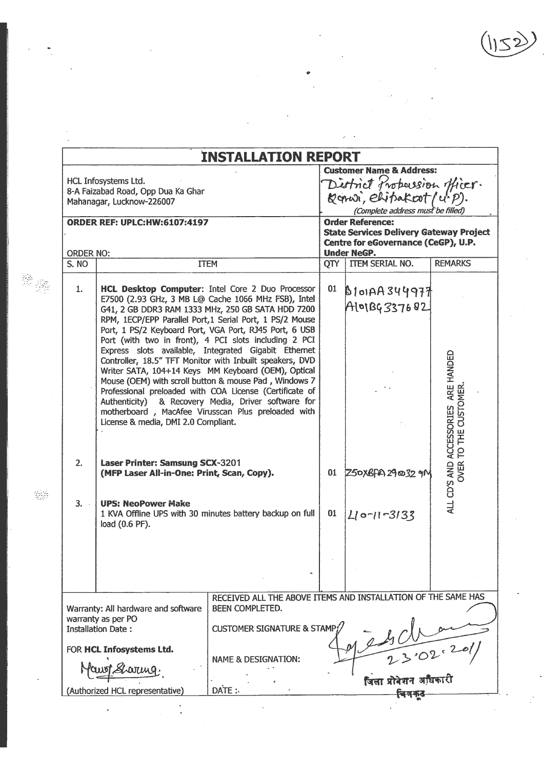(1152)

# INSTALLATION REPORT

| HCL Infosystems Ltd.<br>8-A Faizabad Road, Opp Dua Ka Ghar<br>Mahanagar, Lucknow-226007 | **Customer Name & Address:**<br>District Probation Officer. Karwi, Chitrakoot (U.P).<br>*(Complete address must be filled)* |
|---|---|
| **ORDER REF: UPLC:HW:6107:4197**<br><br>ORDER NO: | **Order Reference:**<br>**State Services Delivery Gateway Project Centre for eGovernance (CeGP), U.P. Under NeGP.** |

| S. NO | ITEM | QTY | ITEM SERIAL NO. | REMARKS |
|---|---|---|---|---|
| 1. | **HCL Desktop Computer**: Intel Core 2 Duo Processor E7500 (2.93 GHz, 3 MB L@ Cache 1066 MHz FSB), Intel G41, 2 GB DDR3 RAM 1333 MHz, 250 GB SATA HDD 7200 RPM, 1ECP/EPP Parallel Port,1 Serial Port, 1 PS/2 Mouse Port, 1 PS/2 Keyboard Port, VGA Port, RJ45 Port, 6 USB Port (with two in front), 4 PCI slots including 2 PCI Express slots available, Integrated Gigabit Ethernet Controller, 18.5" TFT Monitor with Inbuilt speakers, DVD Writer SATA, 104+14 Keys MM Keyboard (OEM), Optical Mouse (OEM) with scroll button & mouse Pad , Windows 7 Professional preloaded with COA License (Certificate of Authenticity) & Recovery Media, Driver software for motherboard , MacAfee Virusscan Plus preloaded with License & media, DMI 2.0 Compliant. | 01 | B101AA344977<br>A101BG337682 | ALL CD'S AND ACCESSORIES ARE HANDED OVER TO THE CUSTOMER. |
| 2. | **Laser Printer: Samsung SCX-3201 (MFP Laser All-in-One: Print, Scan, Copy).** | 01 | Z50XBFA290329M | |
| 3. | **UPS: NeoPower Make**<br>1 KVA Offline UPS with 30 minutes battery backup on full load (0.6 PF). | 01 | L10-11-3133 | |

| Warranty: All hardware and software warranty as per PO<br>Installation Date :<br><br>FOR **HCL Infosystems Ltd.**<br>Manoj Sharma<br>(Authorized HCL representative) | RECEIVED ALL THE ABOVE ITEMS AND INSTALLATION OF THE SAME HAS BEEN COMPLETED.<br><br>CUSTOMER SIGNATURE & STAMP: [signature] 23.02.2011<br><br>NAME & DESIGNATION: जिला प्रोबेशन अधिकारी चित्रकूट<br><br>DATE : |
|---|---|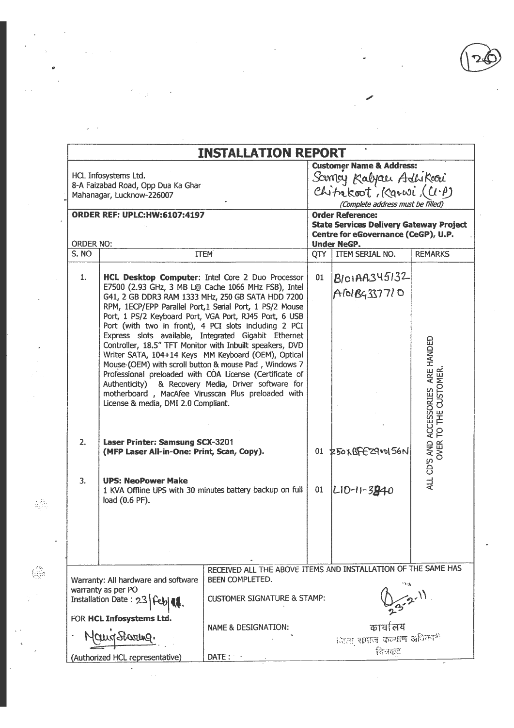# INSTALLATION REPORT

| | |
|---|---|
| HCL Infosystems Ltd.<br>8-A Faizabad Road, Opp Dua Ka Ghar<br>Mahanagar, Lucknow-226007 | **Customer Name & Address:**<br>Samaj Kalyan Adhikari<br>Chitrakoot, Karwi, (U.P)<br>*(Complete address must be filled)* |
| **ORDER REF: UPLC:HW:6107:4197**<br><br>ORDER NO: | **Order Reference:**<br>**State Services Delivery Gateway Project Centre for eGovernance (CeGP), U.P. Under NeGP.** |

| S. NO | ITEM | QTY | ITEM SERIAL NO. | REMARKS |
|---|---|---|---|---|
| 1. | **HCL Desktop Computer**: Intel Core 2 Duo Processor E7500 (2.93 GHz, 3 MB L@ Cache 1066 MHz FSB), Intel G41, 2 GB DDR3 RAM 1333 MHz, 250 GB SATA HDD 7200 RPM, 1ECP/EPP Parallel Port, 1 Serial Port, 1 PS/2 Mouse Port, 1 PS/2 Keyboard Port, VGA Port, RJ45 Port, 6 USB Port (with two in front), 4 PCI slots including 2 PCI Express slots available, Integrated Gigabit Ethernet Controller, 18.5" TFT Monitor with Inbuilt speakers, DVD Writer SATA, 104+14 Keys MM Keyboard (OEM), Optical Mouse (OEM) with scroll button & mouse Pad, Windows 7 Professional preloaded with COA License (Certificate of Authenticity) & Recovery Media, Driver software for motherboard, MacAfee Viruscan Plus preloaded with License & media, DMI 2.0 Compliant. | 01 | B101AA345132<br>A101B4337710 | ALL CD'S AND ACCESSORIES ARE HANDED OVER TO THE CUSTOMER. |
| 2. | **Laser Printer: Samsung SCX-3201 (MFP Laser All-in-One: Print, Scan, Copy).** | 01 | Z50XBFEZ9M0156N | |
| 3. | **UPS: NeoPower Make**<br>1 KVA Offline UPS with 30 minutes battery backup on full load (0.6 PF). | 01 | L10-11-3840 | |

| | |
|---|---|
| Warranty: All hardware and software warranty as per PO<br>Installation Date : 23/Feb/11. | RECEIVED ALL THE ABOVE ITEMS AND INSTALLATION OF THE SAME HAS BEEN COMPLETED.<br><br>CUSTOMER SIGNATURE & STAMP: 23-2-11 |
| FOR **HCL Infosystems Ltd.**<br>Manoj Sharma.<br>(Authorized HCL representative) | NAME & DESIGNATION: कार्यालय जिला समाज कल्याण अधिकारी चित्रकूट<br><br>DATE : |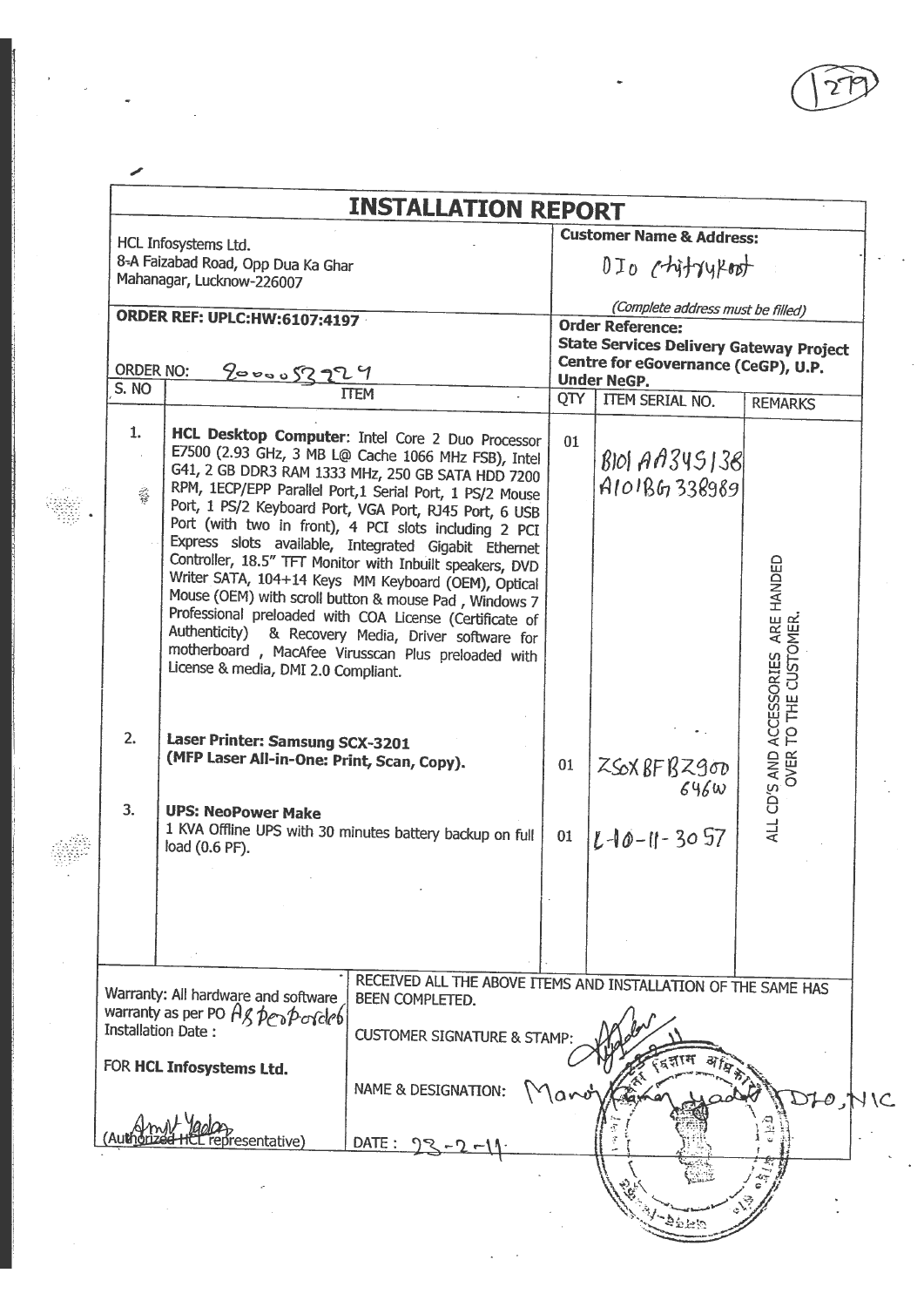# INSTALLATION REPORT

HCL Infosystems Ltd.
8-A Faizabad Road, Opp Dua Ka Ghar
Mahanagar, Lucknow-226007

**Customer Name & Address:**

DIo Chitrakoot

*(Complete address must be filled)*

**ORDER REF: UPLC:HW:6107:4197**

ORDER NO: 9000053229

**Order Reference:**
**State Services Delivery Gateway Project Centre for eGovernance (CeGP), U.P. Under NeGP.**

| S. NO | ITEM | QTY | ITEM SERIAL NO. | REMARKS |
|---|---|---|---|---|
| 1. | **HCL Desktop Computer**: Intel Core 2 Duo Processor E7500 (2.93 GHz, 3 MB L@ Cache 1066 MHz FSB), Intel G41, 2 GB DDR3 RAM 1333 MHz, 250 GB SATA HDD 7200 RPM, 1ECP/EPP Parallel Port,1 Serial Port, 1 PS/2 Mouse Port, 1 PS/2 Keyboard Port, VGA Port, RJ45 Port, 6 USB Port (with two in front), 4 PCI slots including 2 PCI Express slots available, Integrated Gigabit Ethernet Controller, 18.5" TFT Monitor with Inbuilt speakers, DVD Writer SATA, 104+14 Keys MM Keyboard (OEM), Optical Mouse (OEM) with scroll button & mouse Pad , Windows 7 Professional preloaded with COA License (Certificate of Authenticity) & Recovery Media, Driver software for motherboard , MacAfee Virusscan Plus preloaded with License & media, DMI 2.0 Compliant. | 01 | B101AA345138<br>A101BG338989 | ALL CD'S AND ACCESSORIES ARE HANDED OVER TO THE CUSTOMER. |
| 2. | **Laser Printer: Samsung SCX-3201 (MFP Laser All-in-One: Print, Scan, Copy).** | 01 | Z56XBFBZ900646W | |
| 3. | **UPS: NeoPower Make**<br>1 KVA Offline UPS with 30 minutes battery backup on full load (0.6 PF). | 01 | L-10-11-3057 | |

Warranty: All hardware and software warranty as per PO As per Order
Installation Date :

FOR **HCL Infosystems Ltd.**

Amit Yadav
(Authorized HCL representative)

RECEIVED ALL THE ABOVE ITEMS AND INSTALLATION OF THE SAME HAS BEEN COMPLETED.

CUSTOMER SIGNATURE & STAMP:

NAME & DESIGNATION: Manoj Kumar Yadav DIO, NIC

DATE : 23-2-11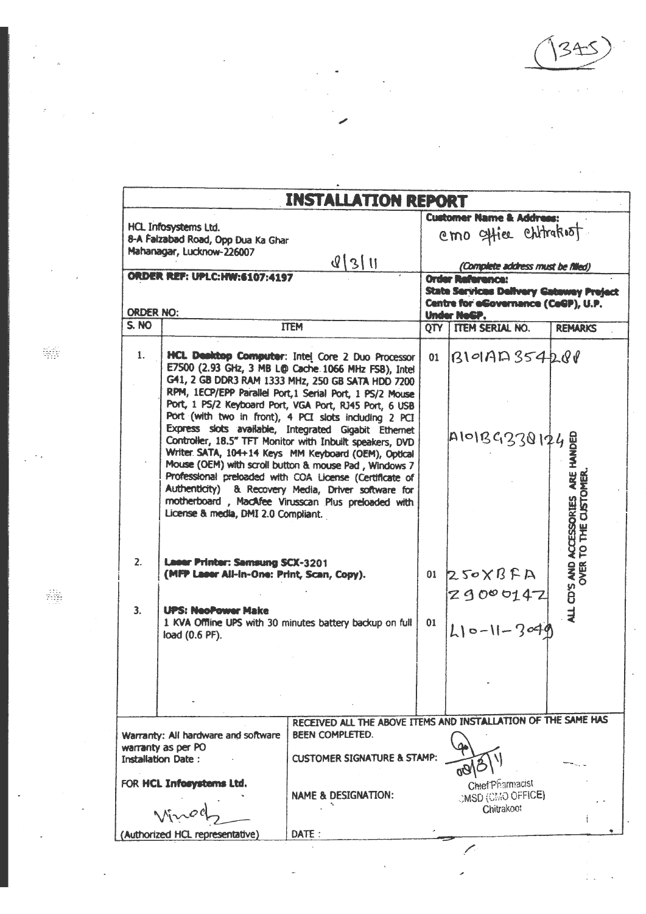(1345)

# INSTALLATION REPORT

| HCL Infosystems Ltd.<br>8-A Faizabad Road, Opp Dua Ka Ghar<br>Mahanagar, Lucknow-226007<br>8/3/11 | **Customer Name & Address:**<br>cmo office chitrakoot<br>*(Complete address must be filled)* |
|---|---|
| **ORDER REF: UPLC:HW:6107:4197**<br><br>ORDER NO: | **Order Reference:**<br>**State Services Delivery Gateway Project Centre for eGovernance (CeGP), U.P. Under NeGP.** |

| S. NO | ITEM | QTY | ITEM SERIAL NO. | REMARKS |
|---|---|---|---|---|
| 1. | **HCL Desktop Computer**: Intel Core 2 Duo Processor E7500 (2.93 GHz, 3 MB L@ Cache 1066 MHz FSB), Intel G41, 2 GB DDR3 RAM 1333 MHz, 250 GB SATA HDD 7200 RPM, 1ECP/EPP Parallel Port, 1 Serial Port, 1 PS/2 Mouse Port, 1 PS/2 Keyboard Port, VGA Port, RJ45 Port, 6 USB Port (with two in front), 4 PCI slots including 2 PCI Express slots available, Integrated Gigabit Ethernet Controller, 18.5" TFT Monitor with Inbuilt speakers, DVD Writer SATA, 104+14 Keys MM Keyboard (OEM), Optical Mouse (OEM) with scroll button & mouse Pad, Windows 7 Professional preloaded with COA License (Certificate of Authenticity) & Recovery Media, Driver software for motherboard, MacAfee Virusscan Plus preloaded with License & media, DMI 2.0 Compliant. | 01 | B101AA354288<br><br>A101BG338124 | ALL CD'S AND ACCESSORIES ARE HANDED OVER TO THE CUSTOMER. |
| 2. | **Laser Printer: Samsung SCX-3201 (MFP Laser All-in-One: Print, Scan, Copy).** | 01 | Z50XBFA Z9000142 | |
| 3. | **UPS: NeoPower Make**<br>1 KVA Offline UPS with 30 minutes battery backup on full load (0.6 PF). | 01 | L10-11-3049 | |

| Warranty: All hardware and software warranty as per PO<br>Installation Date :<br><br>FOR **HCL Infosystems Ltd.**<br><br>Vinod<br>(Authorized HCL representative) | RECEIVED ALL THE ABOVE ITEMS AND INSTALLATION OF THE SAME HAS BEEN COMPLETED.<br><br>CUSTOMER SIGNATURE & STAMP: 08/3/11<br><br>NAME & DESIGNATION: Chief Pharmacist CMSD (CMO OFFICE) Chitrakoot<br><br>DATE : |
|---|---|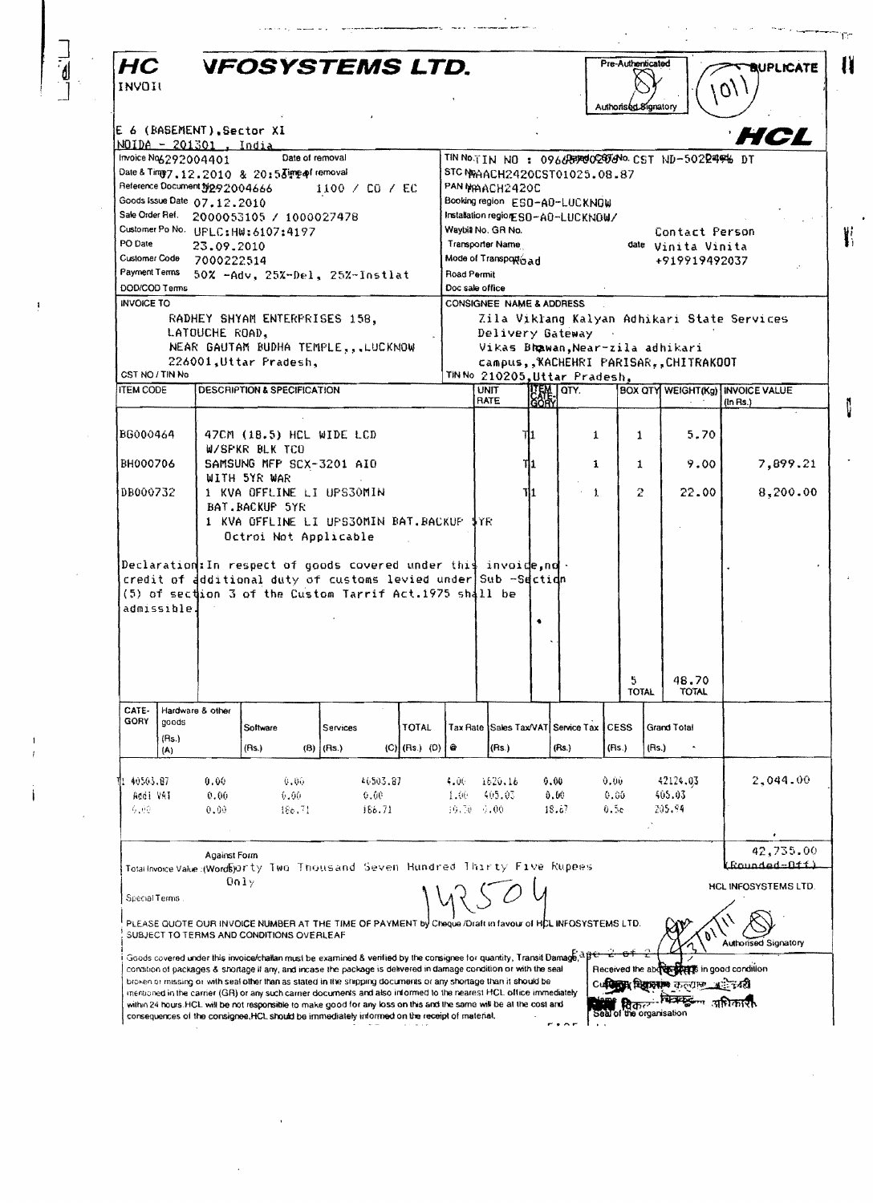# HCL INFOSYSTEMS LTD.

INVOICE

Pre-Authenticated

Authorised Signatory

DUPLICATE

101

E 6 (BASEMENT), Sector XI
NOIDA - 201301 , India

HCL

| | |
|---|---|
| Invoice No | 6292004401 |
| Date of removal | |
| Date & Time of removal | 07.12.2010 & 20:53 |
| Reference Document No | 9292004666 1100 / CO / EC |
| Goods Issue Date | 07.12.2010 |
| Sale Order Ref. | 2000053105 / 1000027478 |
| Customer Po No. | UPLC:HW:6107:4197 |
| PO Date | 23.09.2010 |
| Customer Code | 7000222514 |
| Payment Terms | 50% -Adv, 25%-Del, 25%-Instlat |
| DOD/COD Terms | |

| | |
|---|---|
| TIN No. | TIN NO : 09600002098 CST ND-5022494 DT |
| STC No. | AAACH2420CST01025.08.87 |
| PAN No. | AAACH2420C |
| Booking region | ESO-AO-LUCKNOW |
| Installation region | ESO-AO-LUCKNOW/ |
| Waybill No. GR No. | |
| Transporter Name | |
| Mode of Transport | Road |
| Road Permit | |
| Doc sale office | |
| Contact Person | Vinita Vinita +919919492037 |

**INVOICE TO**

RADHEY SHYAM ENTERPRISES 158,
LATOUCHE ROAD,
NEAR GAUTAM BUDHA TEMPLE,,,LUCKNOW
226001,Uttar Pradesh,

CST NO / TIN No

**CONSIGNEE NAME & ADDRESS**

Zila Viklang Kalyan Adhikari State Services
Delivery Gateway
Vikas Bhawan,Near-zila adhikari
campus,,KACHEHRI PARISAR,,CHITRAKOOT
TIN No 210205,Uttar Pradesh,

| ITEM CODE | DESCRIPTION & SPECIFICATION | UNIT RATE | ITEM CATEGORY | QTY. | BOX QTY | WEIGHT(Kg) | INVOICE VALUE (In Rs.) |
|---|---|---|---|---|---|---|---|
| BG000464 | 47CM (18.5) HCL WIDE LCD W/SPKR BLK TCO | | T1 | 1 | 1 | 5.70 | |
| BH000706 | SAMSUNG MFP SCX-3201 AIO WITH 5YR WAR | | T1 | 1 | 1 | 9.00 | 7,899.21 |
| DB000732 | 1 KVA OFFLINE LI UPS30MIN BAT.BACKUP 5YR<br>1 KVA OFFLINE LI UPS30MIN BAT.BACKUP 5YR<br>Octroi Not Applicable | | T1 | 1 | 2 | 22.00 | 8,200.00 |
| | | | | | 5 TOTAL | 48.70 TOTAL | |

Declaration: In respect of goods covered under this invoice, no credit of additional duty of customs levied under Sub -Section (5) of section 3 of the Custom Tarrif Act.1975 shall be admissible.

| CATEGORY | Hardware & other goods (Rs.) (A) | Software (Rs.) (B) | Services (Rs.) (C) | TOTAL (Rs.) (D) | Tax Rate @ | Sales Tax/VAT (Rs.) | Service Tax (Rs.) | CESS (Rs.) | Grand Total (Rs.) | |
|---|---|---|---|---|---|---|---|---|---|---|
| T1 | 40503.87 | 0.00 | 0.00 | 40503.87 | 4.00 | 1620.16 | 0.00 | 0.00 | 42124.03 | 2,044.00 |
| Addl VAT | 0.00 | 0.00 | 0.00 | 0.00 | 1.00 | 405.03 | 0.00 | 0.00 | 405.03 | |
| 0.00 | 0.00 | 186.71 | | 186.71 | 10.30 | 0.00 | 18.67 | 0.56 | 205.94 | |

Against Form

Total Invoice Value (Words): Forty Two Thousand Seven Hundred Thirty Five Rupees Only

42,735.00
(Rounded-Off)

HCL INFOSYSTEMS LTD.

Special Terms

142504

PLEASE QUOTE OUR INVOICE NUMBER AT THE TIME OF PAYMENT by Cheque /Draft in favour of HCL INFOSYSTEMS LTD.
SUBJECT TO TERMS AND CONDITIONS OVERLEAF

Authorised Signatory

Goods covered under this invoice/challan must be examined & verified by the consignee for quantity, Transit Damage, condition of packages & shortage if any, and incase the package is delivered in damage condition or with the seal broken or missing or with seal other than as stated in the shipping documents or any shortage than it should be mentioned in the carrier (GR) or any such carrier documents and also informed to the nearest HCL office immediately within 24 hours.HCL will be not responsible to make good for any loss on this and the same will be at the cost and consequences of the consignee.HCL should be immediately informed on the receipt of material.

Received the above goods in good condition

जिला विकलांग कल्याण अधिकारी

Seal of the organisation